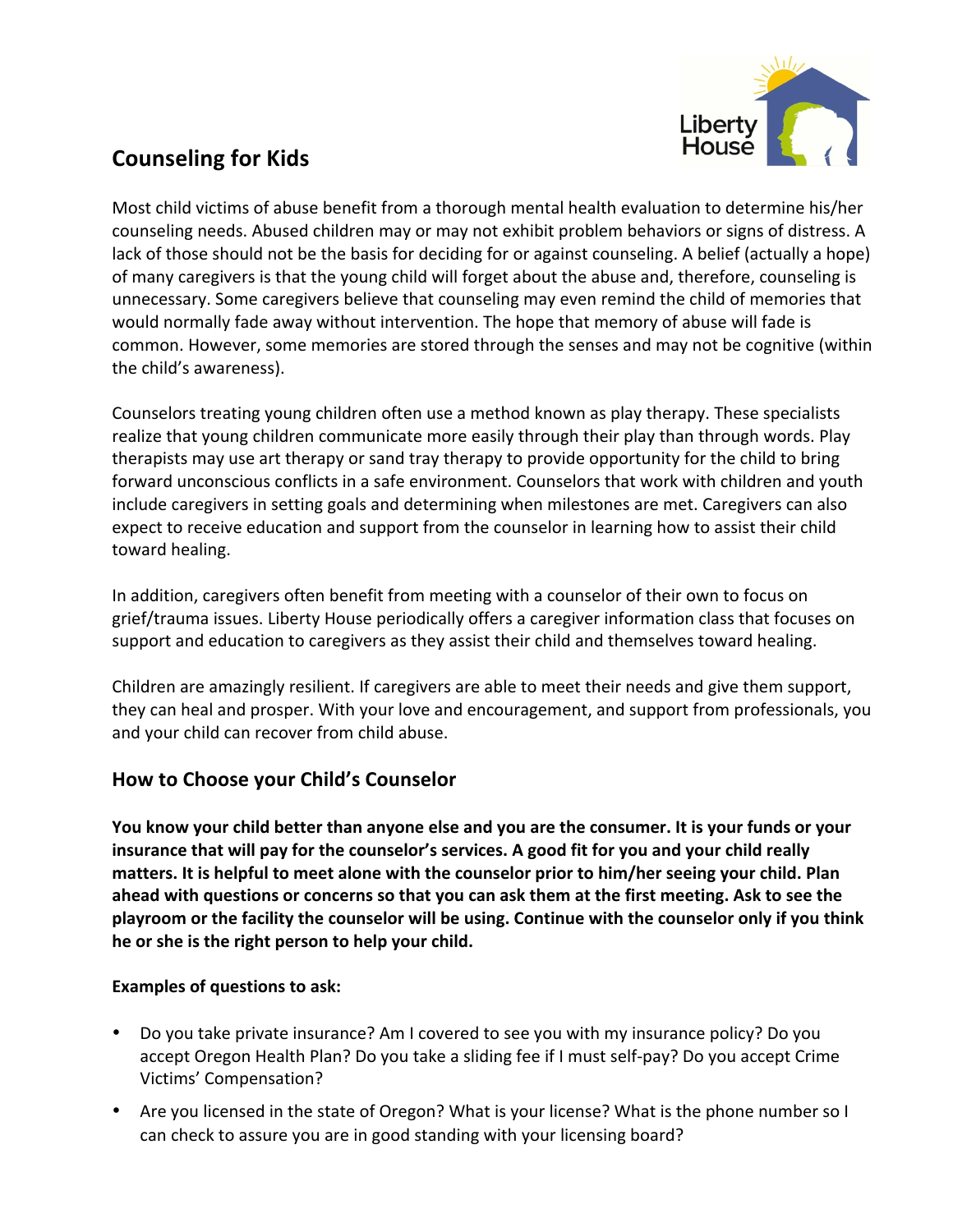## Counseling for Kids

Most child victims of abuse benefit from a thorough mental health evaluation to determine his/her counseling needs. Abused children may or may not exhibit problem behaviors or signs of distress. A lack of those should not be the basis for deciding for or against counseling. A belief (actually a hope) of many caregivers is that the young child will forget about the abuse and, therefore, counseling is unnecessary. Some caregivers believe that counseling may even remind the child of memories that would normally fade away without intervention. The hope that memory of abuse will fade is common. However, some memories are stored through the senses and may not be cognitive (within the child's awareness).

Counselors treating young children often use a method known as play therapy. These specialists realize that young children communicate more easily through their play than through words. Play therapists may use art therapy or sand tray therapy to provide opportunity for the child to bring forward unconscious conflicts in a safe environment. Counselors that work with children and youth include caregivers in setting goals and determining when milestones are met. Caregivers can also expect to receive education and support from the counselor in learning how to assist their child toward healing.

In addition, caregivers often benefit from meeting with a counselor of their own to focus on grief/trauma issues. Liberty House periodically offers a caregiver information class that focuses on support and education to caregivers as they assist their child and themselves toward healing.

Children are amazingly resilient. If caregivers are able to meet their needs and give them support, they can heal and prosper. With your love and encouragement, and support from professionals, you and your child can recover from child abuse.

### How to Choose your Child's Counselor

**You know your child better than anyone else and you are the consumer. It is your funds or your insurance that will pay for the counselor's services. A good fit for you and your child really matters. It is helpful to meet alone with the counselor prior to him/her seeing your child. Plan ahead with questions or concerns so that you can ask them at the first meeting. Ask to see the playroom or the facility the counselor will be using. Continue with the counselor only if you think he or she is the right person to help your child.**

**Examples of questions to ask:**

- Do you take private insurance? Am I covered to see you with my insurance policy? Do you accept Oregon Health Plan? Do you take a sliding fee if I must self-pay? Do you accept Crime Victims' Compensation?
- Are you licensed in the state of Oregon? What is your license? What is the phone number so I can check to assure you are in good standing with your licensing board?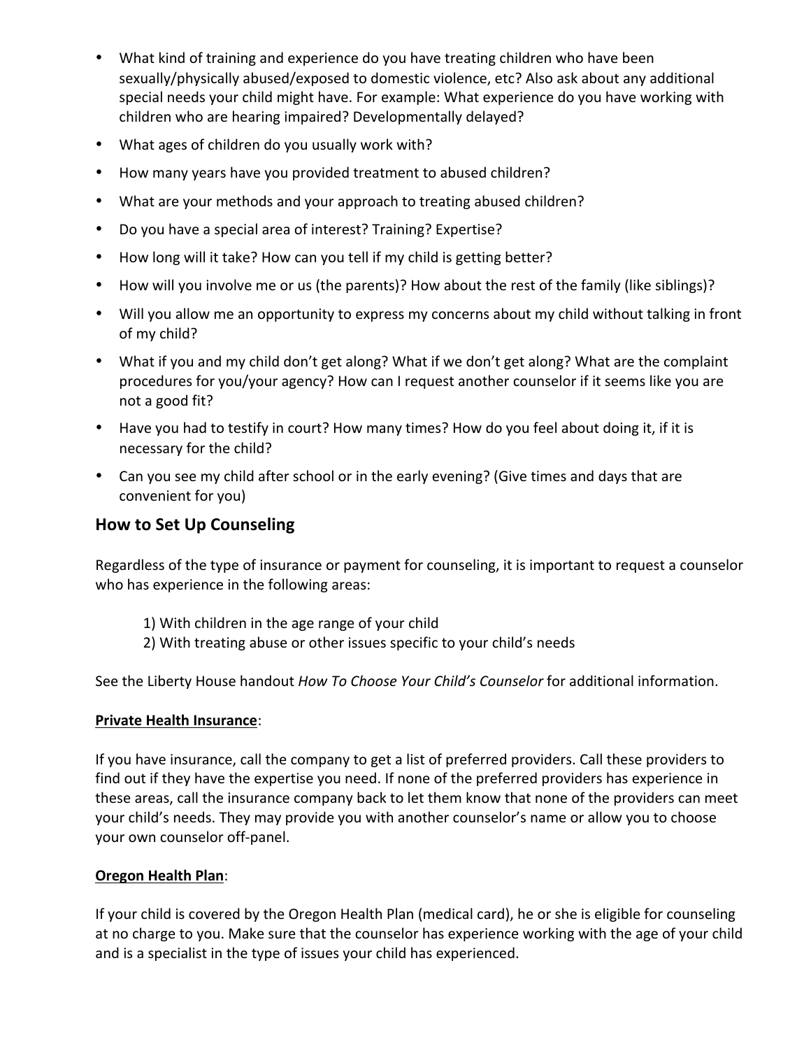- What kind of training and experience do you have treating children who have been sexually/physically abused/exposed to domestic violence, etc? Also ask about any additional special needs your child might have. For example: What experience do you have working with children who are hearing impaired? Developmentally delayed?
- What ages of children do you usually work with?
- How many years have you provided treatment to abused children?
- What are your methods and your approach to treating abused children?
- Do you have a special area of interest? Training? Expertise?
- How long will it take? How can you tell if my child is getting better?
- How will you involve me or us (the parents)? How about the rest of the family (like siblings)?
- Will you allow me an opportunity to express my concerns about my child without talking in front of my child?
- What if you and my child don't get along? What if we don't get along? What are the complaint procedures for you/your agency? How can I request another counselor if it seems like you are not a good fit?
- Have you had to testify in court? How many times? How do you feel about doing it, if it is necessary for the child?
- Can you see my child after school or in the early evening? (Give times and days that are convenient for you)

## How to Set Up Counseling

Regardless of the type of insurance or payment for counseling, it is important to request a counselor who has experience in the following areas:

1) With children in the age range of your child
2) With treating abuse or other issues specific to your child's needs

See the Liberty House handout *How To Choose Your Child's Counselor* for additional information.

**Private Health Insurance**:

If you have insurance, call the company to get a list of preferred providers. Call these providers to find out if they have the expertise you need. If none of the preferred providers has experience in these areas, call the insurance company back to let them know that none of the providers can meet your child's needs. They may provide you with another counselor's name or allow you to choose your own counselor off-panel.

**Oregon Health Plan**:

If your child is covered by the Oregon Health Plan (medical card), he or she is eligible for counseling at no charge to you. Make sure that the counselor has experience working with the age of your child and is a specialist in the type of issues your child has experienced.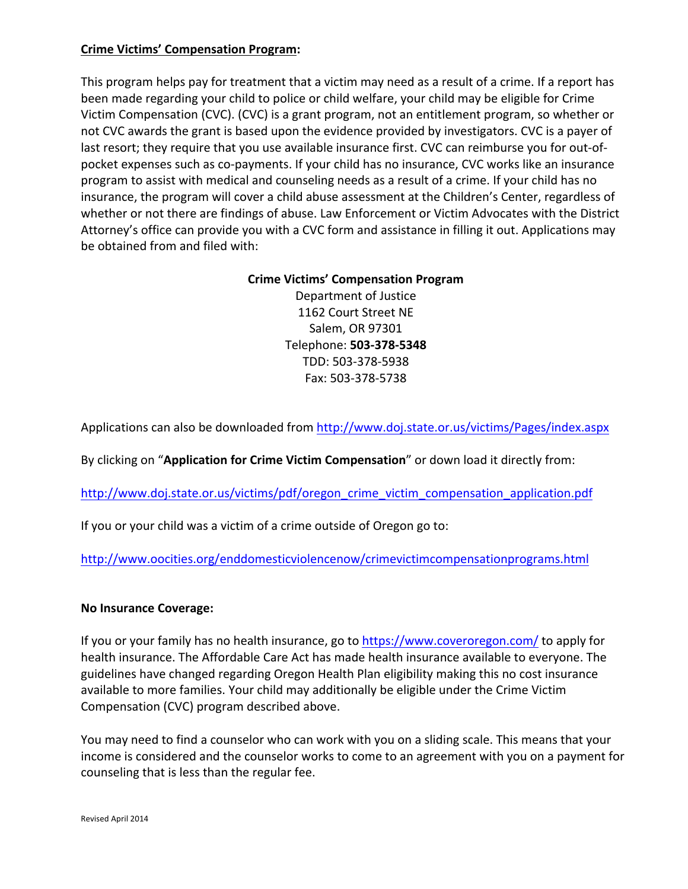**Crime Victims' Compensation Program:**

This program helps pay for treatment that a victim may need as a result of a crime. If a report has been made regarding your child to police or child welfare, your child may be eligible for Crime Victim Compensation (CVC). (CVC) is a grant program, not an entitlement program, so whether or not CVC awards the grant is based upon the evidence provided by investigators. CVC is a payer of last resort; they require that you use available insurance first. CVC can reimburse you for out-of-pocket expenses such as co-payments. If your child has no insurance, CVC works like an insurance program to assist with medical and counseling needs as a result of a crime. If your child has no insurance, the program will cover a child abuse assessment at the Children's Center, regardless of whether or not there are findings of abuse. Law Enforcement or Victim Advocates with the District Attorney's office can provide you with a CVC form and assistance in filling it out. Applications may be obtained from and filed with:

**Crime Victims' Compensation Program**
Department of Justice
1162 Court Street NE
Salem, OR 97301
Telephone: **503-378-5348**
TDD: 503-378-5938
Fax: 503-378-5738

Applications can also be downloaded from http://www.doj.state.or.us/victims/Pages/index.aspx

By clicking on "**Application for Crime Victim Compensation**" or down load it directly from:

http://www.doj.state.or.us/victims/pdf/oregon_crime_victim_compensation_application.pdf

If you or your child was a victim of a crime outside of Oregon go to:

http://www.oocities.org/enddomesticviolencenow/crimevictimcompensationprograms.html

**No Insurance Coverage:**

If you or your family has no health insurance, go to https://www.coveroregon.com/ to apply for health insurance. The Affordable Care Act has made health insurance available to everyone. The guidelines have changed regarding Oregon Health Plan eligibility making this no cost insurance available to more families. Your child may additionally be eligible under the Crime Victim Compensation (CVC) program described above.

You may need to find a counselor who can work with you on a sliding scale. This means that your income is considered and the counselor works to come to an agreement with you on a payment for counseling that is less than the regular fee.

Revised April 2014